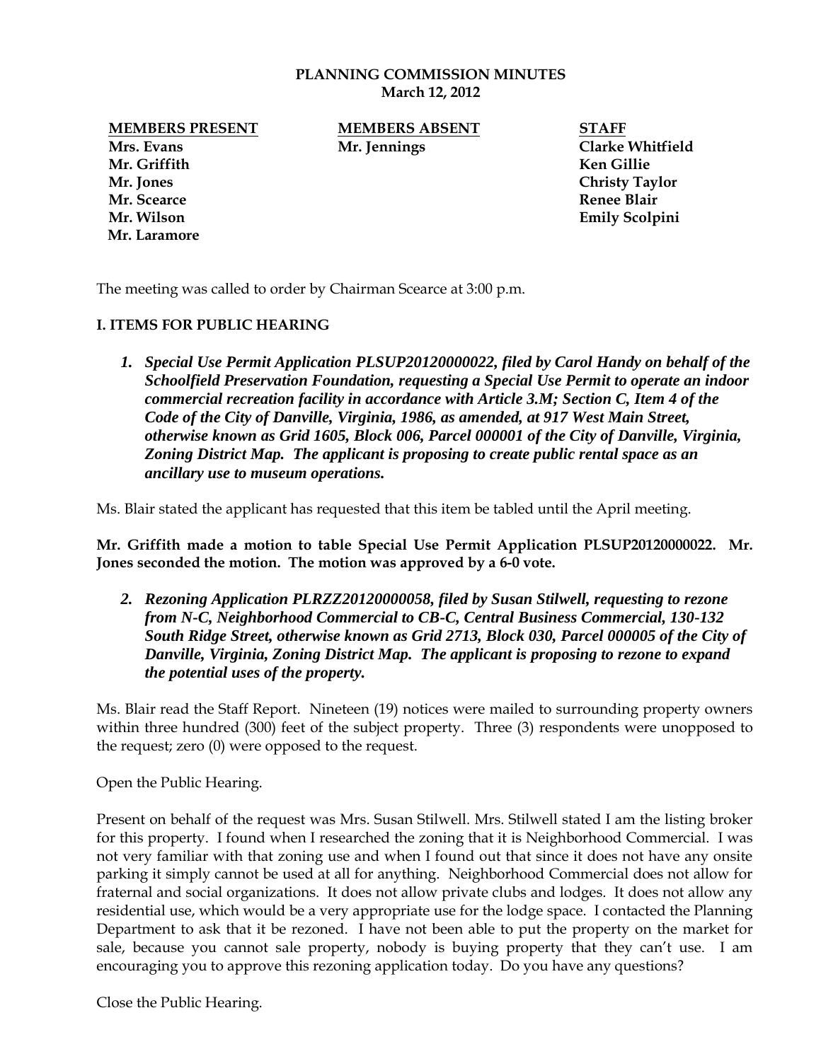**PLANNING COMMISSION MINUTES**
**March 12, 2012**

| **MEMBERS PRESENT** | **MEMBERS ABSENT** | **STAFF** |
| --- | --- | --- |
| **Mrs. Evans** | **Mr. Jennings** | **Clarke Whitfield** |
| **Mr. Griffith** | | **Ken Gillie** |
| **Mr. Jones** | | **Christy Taylor** |
| **Mr. Scearce** | | **Renee Blair** |
| **Mr. Wilson** | | **Emily Scolpini** |
| **Mr. Laramore** | | |

The meeting was called to order by Chairman Scearce at 3:00 p.m.

## I. ITEMS FOR PUBLIC HEARING

1. ***Special Use Permit Application PLSUP20120000022, filed by Carol Handy on behalf of the Schoolfield Preservation Foundation, requesting a Special Use Permit to operate an indoor commercial recreation facility in accordance with Article 3.M; Section C, Item 4 of the Code of the City of Danville, Virginia, 1986, as amended, at 917 West Main Street, otherwise known as Grid 1605, Block 006, Parcel 000001 of the City of Danville, Virginia, Zoning District Map. The applicant is proposing to create public rental space as an ancillary use to museum operations.***

Ms. Blair stated the applicant has requested that this item be tabled until the April meeting.

**Mr. Griffith made a motion to table Special Use Permit Application PLSUP20120000022. Mr. Jones seconded the motion. The motion was approved by a 6-0 vote.**

2. ***Rezoning Application PLRZZ20120000058, filed by Susan Stilwell, requesting to rezone from N-C, Neighborhood Commercial to CB-C, Central Business Commercial, 130-132 South Ridge Street, otherwise known as Grid 2713, Block 030, Parcel 000005 of the City of Danville, Virginia, Zoning District Map. The applicant is proposing to rezone to expand the potential uses of the property.***

Ms. Blair read the Staff Report. Nineteen (19) notices were mailed to surrounding property owners within three hundred (300) feet of the subject property. Three (3) respondents were unopposed to the request; zero (0) were opposed to the request.

Open the Public Hearing.

Present on behalf of the request was Mrs. Susan Stilwell. Mrs. Stilwell stated I am the listing broker for this property. I found when I researched the zoning that it is Neighborhood Commercial. I was not very familiar with that zoning use and when I found out that since it does not have any onsite parking it simply cannot be used at all for anything. Neighborhood Commercial does not allow for fraternal and social organizations. It does not allow private clubs and lodges. It does not allow any residential use, which would be a very appropriate use for the lodge space. I contacted the Planning Department to ask that it be rezoned. I have not been able to put the property on the market for sale, because you cannot sale property, nobody is buying property that they can't use. I am encouraging you to approve this rezoning application today. Do you have any questions?

Close the Public Hearing.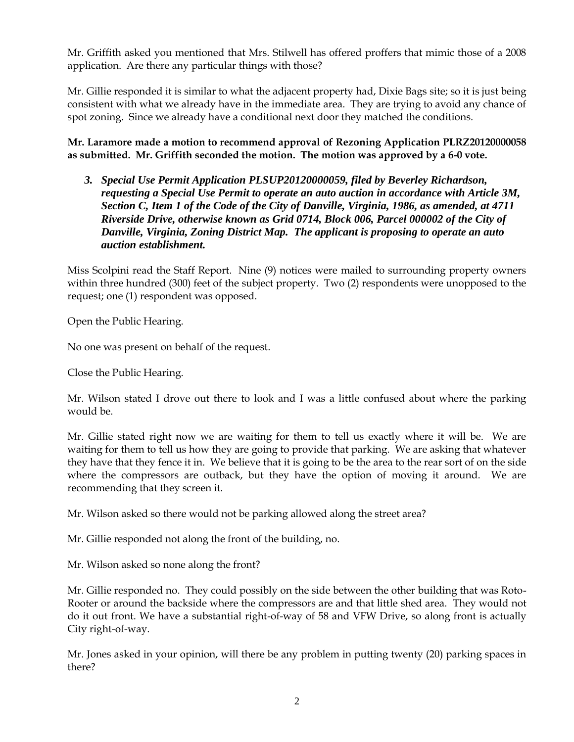Mr. Griffith asked you mentioned that Mrs. Stilwell has offered proffers that mimic those of a 2008 application. Are there any particular things with those?

Mr. Gillie responded it is similar to what the adjacent property had, Dixie Bags site; so it is just being consistent with what we already have in the immediate area. They are trying to avoid any chance of spot zoning. Since we already have a conditional next door they matched the conditions.

**Mr. Laramore made a motion to recommend approval of Rezoning Application PLRZ20120000058 as submitted. Mr. Griffith seconded the motion. The motion was approved by a 6-0 vote.**

3. ***Special Use Permit Application PLSUP20120000059, filed by Beverley Richardson, requesting a Special Use Permit to operate an auto auction in accordance with Article 3M, Section C, Item 1 of the Code of the City of Danville, Virginia, 1986, as amended, at 4711 Riverside Drive, otherwise known as Grid 0714, Block 006, Parcel 000002 of the City of Danville, Virginia, Zoning District Map. The applicant is proposing to operate an auto auction establishment.***

Miss Scolpini read the Staff Report. Nine (9) notices were mailed to surrounding property owners within three hundred (300) feet of the subject property. Two (2) respondents were unopposed to the request; one (1) respondent was opposed.

Open the Public Hearing.

No one was present on behalf of the request.

Close the Public Hearing.

Mr. Wilson stated I drove out there to look and I was a little confused about where the parking would be.

Mr. Gillie stated right now we are waiting for them to tell us exactly where it will be. We are waiting for them to tell us how they are going to provide that parking. We are asking that whatever they have that they fence it in. We believe that it is going to be the area to the rear sort of on the side where the compressors are outback, but they have the option of moving it around. We are recommending that they screen it.

Mr. Wilson asked so there would not be parking allowed along the street area?

Mr. Gillie responded not along the front of the building, no.

Mr. Wilson asked so none along the front?

Mr. Gillie responded no. They could possibly on the side between the other building that was Roto-Rooter or around the backside where the compressors are and that little shed area. They would not do it out front. We have a substantial right-of-way of 58 and VFW Drive, so along front is actually City right-of-way.

Mr. Jones asked in your opinion, will there be any problem in putting twenty (20) parking spaces in there?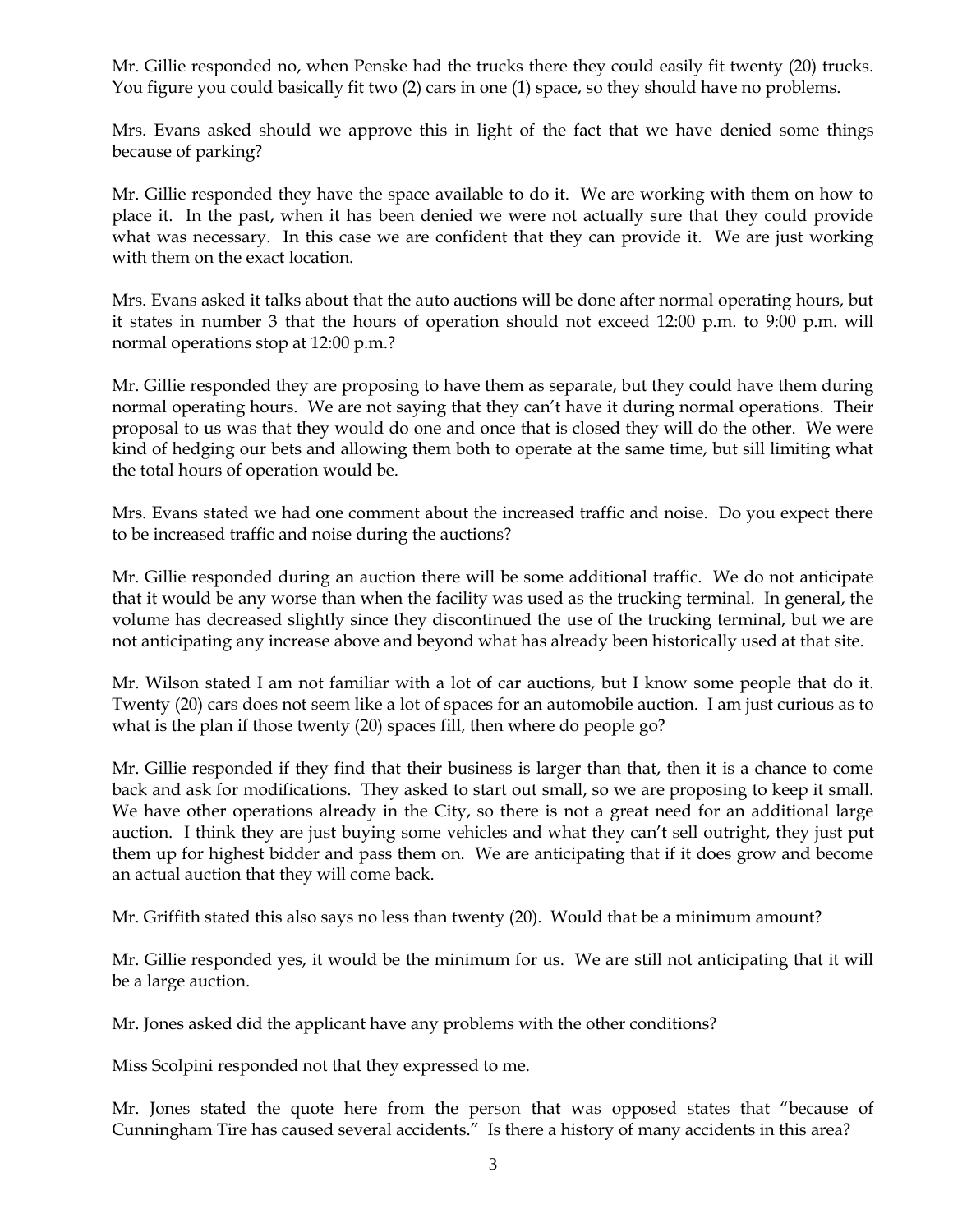Mr. Gillie responded no, when Penske had the trucks there they could easily fit twenty (20) trucks. You figure you could basically fit two (2) cars in one (1) space, so they should have no problems.

Mrs. Evans asked should we approve this in light of the fact that we have denied some things because of parking?

Mr. Gillie responded they have the space available to do it. We are working with them on how to place it. In the past, when it has been denied we were not actually sure that they could provide what was necessary. In this case we are confident that they can provide it. We are just working with them on the exact location.

Mrs. Evans asked it talks about that the auto auctions will be done after normal operating hours, but it states in number 3 that the hours of operation should not exceed 12:00 p.m. to 9:00 p.m. will normal operations stop at 12:00 p.m.?

Mr. Gillie responded they are proposing to have them as separate, but they could have them during normal operating hours. We are not saying that they can't have it during normal operations. Their proposal to us was that they would do one and once that is closed they will do the other. We were kind of hedging our bets and allowing them both to operate at the same time, but sill limiting what the total hours of operation would be.

Mrs. Evans stated we had one comment about the increased traffic and noise. Do you expect there to be increased traffic and noise during the auctions?

Mr. Gillie responded during an auction there will be some additional traffic. We do not anticipate that it would be any worse than when the facility was used as the trucking terminal. In general, the volume has decreased slightly since they discontinued the use of the trucking terminal, but we are not anticipating any increase above and beyond what has already been historically used at that site.

Mr. Wilson stated I am not familiar with a lot of car auctions, but I know some people that do it. Twenty (20) cars does not seem like a lot of spaces for an automobile auction. I am just curious as to what is the plan if those twenty (20) spaces fill, then where do people go?

Mr. Gillie responded if they find that their business is larger than that, then it is a chance to come back and ask for modifications. They asked to start out small, so we are proposing to keep it small. We have other operations already in the City, so there is not a great need for an additional large auction. I think they are just buying some vehicles and what they can't sell outright, they just put them up for highest bidder and pass them on. We are anticipating that if it does grow and become an actual auction that they will come back.

Mr. Griffith stated this also says no less than twenty (20). Would that be a minimum amount?

Mr. Gillie responded yes, it would be the minimum for us. We are still not anticipating that it will be a large auction.

Mr. Jones asked did the applicant have any problems with the other conditions?

Miss Scolpini responded not that they expressed to me.

Mr. Jones stated the quote here from the person that was opposed states that "because of Cunningham Tire has caused several accidents." Is there a history of many accidents in this area?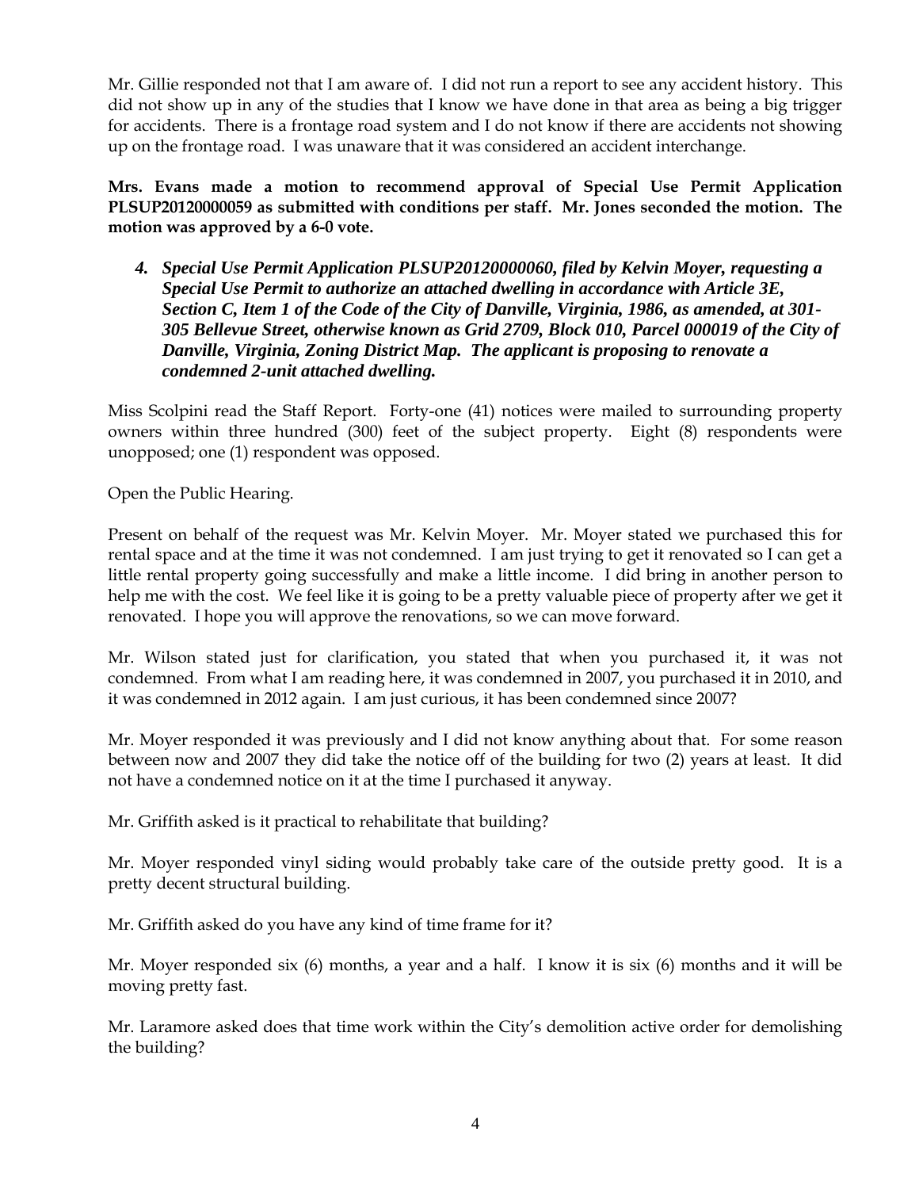Mr. Gillie responded not that I am aware of. I did not run a report to see any accident history. This did not show up in any of the studies that I know we have done in that area as being a big trigger for accidents. There is a frontage road system and I do not know if there are accidents not showing up on the frontage road. I was unaware that it was considered an accident interchange.

**Mrs. Evans made a motion to recommend approval of Special Use Permit Application PLSUP20120000059 as submitted with conditions per staff. Mr. Jones seconded the motion. The motion was approved by a 6-0 vote.**

4. ***Special Use Permit Application PLSUP20120000060, filed by Kelvin Moyer, requesting a Special Use Permit to authorize an attached dwelling in accordance with Article 3E, Section C, Item 1 of the Code of the City of Danville, Virginia, 1986, as amended, at 301-305 Bellevue Street, otherwise known as Grid 2709, Block 010, Parcel 000019 of the City of Danville, Virginia, Zoning District Map. The applicant is proposing to renovate a condemned 2-unit attached dwelling.***

Miss Scolpini read the Staff Report. Forty-one (41) notices were mailed to surrounding property owners within three hundred (300) feet of the subject property. Eight (8) respondents were unopposed; one (1) respondent was opposed.

Open the Public Hearing.

Present on behalf of the request was Mr. Kelvin Moyer. Mr. Moyer stated we purchased this for rental space and at the time it was not condemned. I am just trying to get it renovated so I can get a little rental property going successfully and make a little income. I did bring in another person to help me with the cost. We feel like it is going to be a pretty valuable piece of property after we get it renovated. I hope you will approve the renovations, so we can move forward.

Mr. Wilson stated just for clarification, you stated that when you purchased it, it was not condemned. From what I am reading here, it was condemned in 2007, you purchased it in 2010, and it was condemned in 2012 again. I am just curious, it has been condemned since 2007?

Mr. Moyer responded it was previously and I did not know anything about that. For some reason between now and 2007 they did take the notice off of the building for two (2) years at least. It did not have a condemned notice on it at the time I purchased it anyway.

Mr. Griffith asked is it practical to rehabilitate that building?

Mr. Moyer responded vinyl siding would probably take care of the outside pretty good. It is a pretty decent structural building.

Mr. Griffith asked do you have any kind of time frame for it?

Mr. Moyer responded six (6) months, a year and a half. I know it is six (6) months and it will be moving pretty fast.

Mr. Laramore asked does that time work within the City's demolition active order for demolishing the building?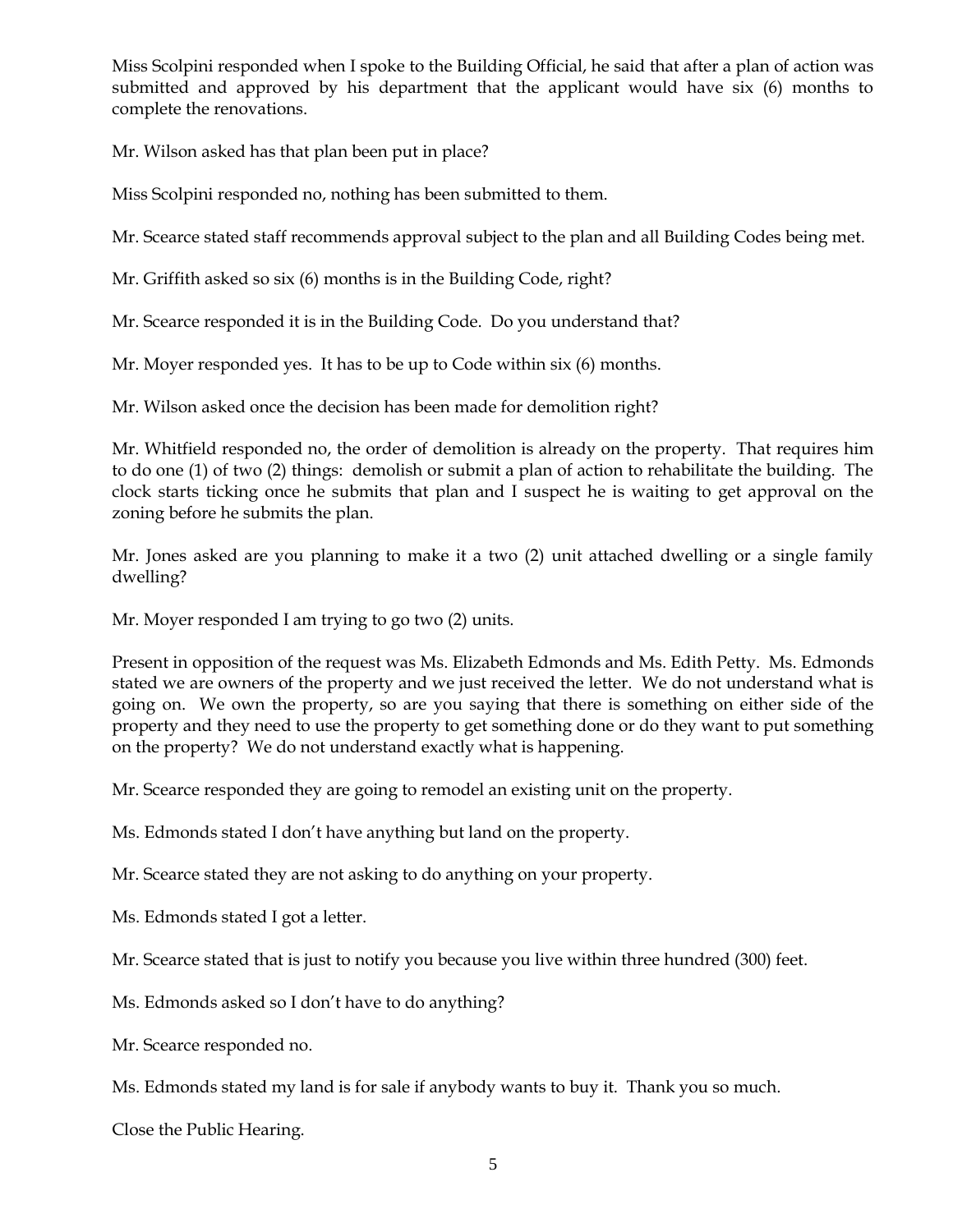Miss Scolpini responded when I spoke to the Building Official, he said that after a plan of action was submitted and approved by his department that the applicant would have six (6) months to complete the renovations.

Mr. Wilson asked has that plan been put in place?

Miss Scolpini responded no, nothing has been submitted to them.

Mr. Scearce stated staff recommends approval subject to the plan and all Building Codes being met.

Mr. Griffith asked so six (6) months is in the Building Code, right?

Mr. Scearce responded it is in the Building Code. Do you understand that?

Mr. Moyer responded yes. It has to be up to Code within six (6) months.

Mr. Wilson asked once the decision has been made for demolition right?

Mr. Whitfield responded no, the order of demolition is already on the property. That requires him to do one (1) of two (2) things: demolish or submit a plan of action to rehabilitate the building. The clock starts ticking once he submits that plan and I suspect he is waiting to get approval on the zoning before he submits the plan.

Mr. Jones asked are you planning to make it a two (2) unit attached dwelling or a single family dwelling?

Mr. Moyer responded I am trying to go two (2) units.

Present in opposition of the request was Ms. Elizabeth Edmonds and Ms. Edith Petty. Ms. Edmonds stated we are owners of the property and we just received the letter. We do not understand what is going on. We own the property, so are you saying that there is something on either side of the property and they need to use the property to get something done or do they want to put something on the property? We do not understand exactly what is happening.

Mr. Scearce responded they are going to remodel an existing unit on the property.

Ms. Edmonds stated I don't have anything but land on the property.

Mr. Scearce stated they are not asking to do anything on your property.

Ms. Edmonds stated I got a letter.

Mr. Scearce stated that is just to notify you because you live within three hundred (300) feet.

Ms. Edmonds asked so I don't have to do anything?

Mr. Scearce responded no.

Ms. Edmonds stated my land is for sale if anybody wants to buy it. Thank you so much.

Close the Public Hearing.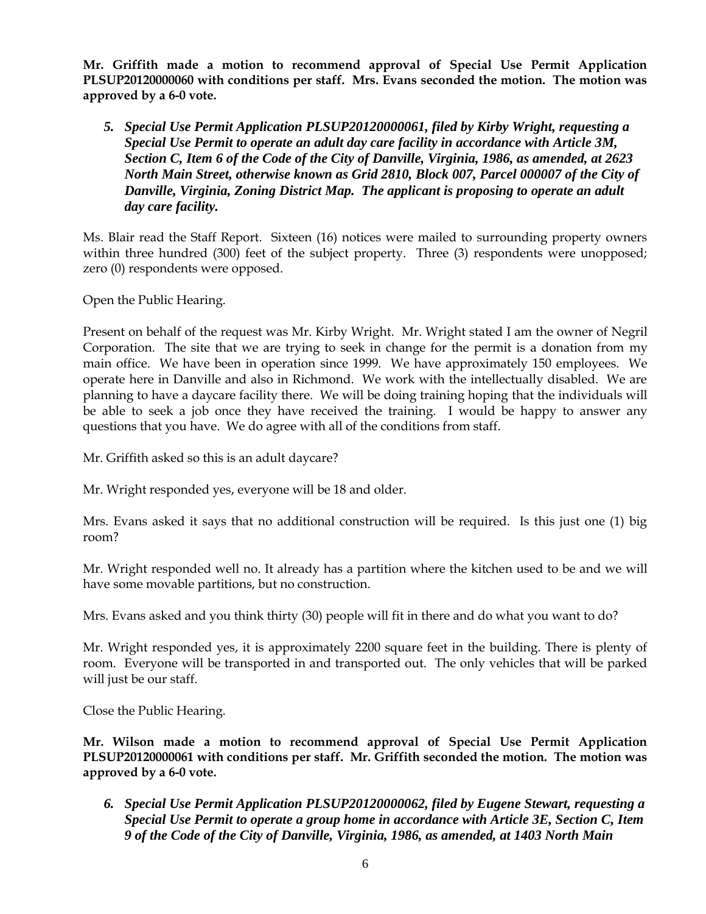**Mr. Griffith made a motion to recommend approval of Special Use Permit Application PLSUP20120000060 with conditions per staff. Mrs. Evans seconded the motion. The motion was approved by a 6-0 vote.**

5. ***Special Use Permit Application PLSUP20120000061, filed by Kirby Wright, requesting a Special Use Permit to operate an adult day care facility in accordance with Article 3M, Section C, Item 6 of the Code of the City of Danville, Virginia, 1986, as amended, at 2623 North Main Street, otherwise known as Grid 2810, Block 007, Parcel 000007 of the City of Danville, Virginia, Zoning District Map. The applicant is proposing to operate an adult day care facility.***

Ms. Blair read the Staff Report. Sixteen (16) notices were mailed to surrounding property owners within three hundred (300) feet of the subject property. Three (3) respondents were unopposed; zero (0) respondents were opposed.

Open the Public Hearing.

Present on behalf of the request was Mr. Kirby Wright. Mr. Wright stated I am the owner of Negril Corporation. The site that we are trying to seek in change for the permit is a donation from my main office. We have been in operation since 1999. We have approximately 150 employees. We operate here in Danville and also in Richmond. We work with the intellectually disabled. We are planning to have a daycare facility there. We will be doing training hoping that the individuals will be able to seek a job once they have received the training. I would be happy to answer any questions that you have. We do agree with all of the conditions from staff.

Mr. Griffith asked so this is an adult daycare?

Mr. Wright responded yes, everyone will be 18 and older.

Mrs. Evans asked it says that no additional construction will be required. Is this just one (1) big room?

Mr. Wright responded well no. It already has a partition where the kitchen used to be and we will have some movable partitions, but no construction.

Mrs. Evans asked and you think thirty (30) people will fit in there and do what you want to do?

Mr. Wright responded yes, it is approximately 2200 square feet in the building. There is plenty of room. Everyone will be transported in and transported out. The only vehicles that will be parked will just be our staff.

Close the Public Hearing.

**Mr. Wilson made a motion to recommend approval of Special Use Permit Application PLSUP20120000061 with conditions per staff. Mr. Griffith seconded the motion. The motion was approved by a 6-0 vote.**

6. ***Special Use Permit Application PLSUP20120000062, filed by Eugene Stewart, requesting a Special Use Permit to operate a group home in accordance with Article 3E, Section C, Item 9 of the Code of the City of Danville, Virginia, 1986, as amended, at 1403 North Main***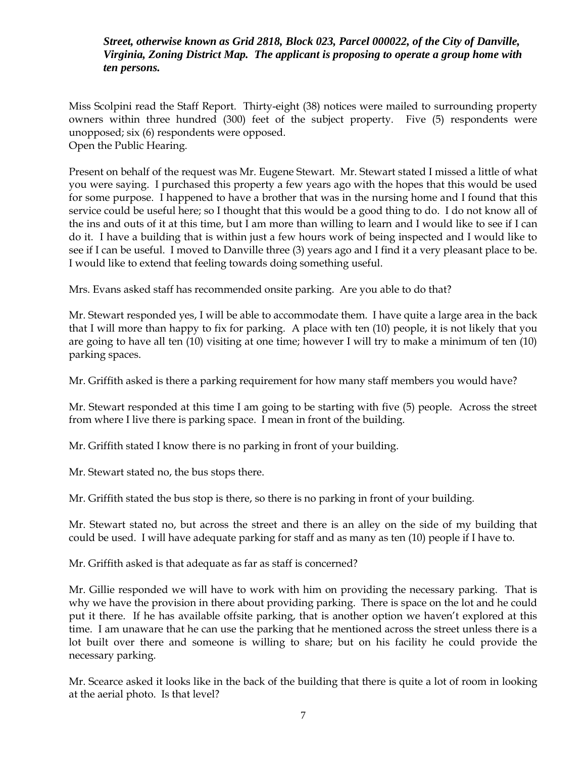***Street, otherwise known as Grid 2818, Block 023, Parcel 000022, of the City of Danville, Virginia, Zoning District Map. The applicant is proposing to operate a group home with ten persons.***

Miss Scolpini read the Staff Report. Thirty-eight (38) notices were mailed to surrounding property owners within three hundred (300) feet of the subject property. Five (5) respondents were unopposed; six (6) respondents were opposed.
Open the Public Hearing.

Present on behalf of the request was Mr. Eugene Stewart. Mr. Stewart stated I missed a little of what you were saying. I purchased this property a few years ago with the hopes that this would be used for some purpose. I happened to have a brother that was in the nursing home and I found that this service could be useful here; so I thought that this would be a good thing to do. I do not know all of the ins and outs of it at this time, but I am more than willing to learn and I would like to see if I can do it. I have a building that is within just a few hours work of being inspected and I would like to see if I can be useful. I moved to Danville three (3) years ago and I find it a very pleasant place to be. I would like to extend that feeling towards doing something useful.

Mrs. Evans asked staff has recommended onsite parking. Are you able to do that?

Mr. Stewart responded yes, I will be able to accommodate them. I have quite a large area in the back that I will more than happy to fix for parking. A place with ten (10) people, it is not likely that you are going to have all ten (10) visiting at one time; however I will try to make a minimum of ten (10) parking spaces.

Mr. Griffith asked is there a parking requirement for how many staff members you would have?

Mr. Stewart responded at this time I am going to be starting with five (5) people. Across the street from where I live there is parking space. I mean in front of the building.

Mr. Griffith stated I know there is no parking in front of your building.

Mr. Stewart stated no, the bus stops there.

Mr. Griffith stated the bus stop is there, so there is no parking in front of your building.

Mr. Stewart stated no, but across the street and there is an alley on the side of my building that could be used. I will have adequate parking for staff and as many as ten (10) people if I have to.

Mr. Griffith asked is that adequate as far as staff is concerned?

Mr. Gillie responded we will have to work with him on providing the necessary parking. That is why we have the provision in there about providing parking. There is space on the lot and he could put it there. If he has available offsite parking, that is another option we haven't explored at this time. I am unaware that he can use the parking that he mentioned across the street unless there is a lot built over there and someone is willing to share; but on his facility he could provide the necessary parking.

Mr. Scearce asked it looks like in the back of the building that there is quite a lot of room in looking at the aerial photo. Is that level?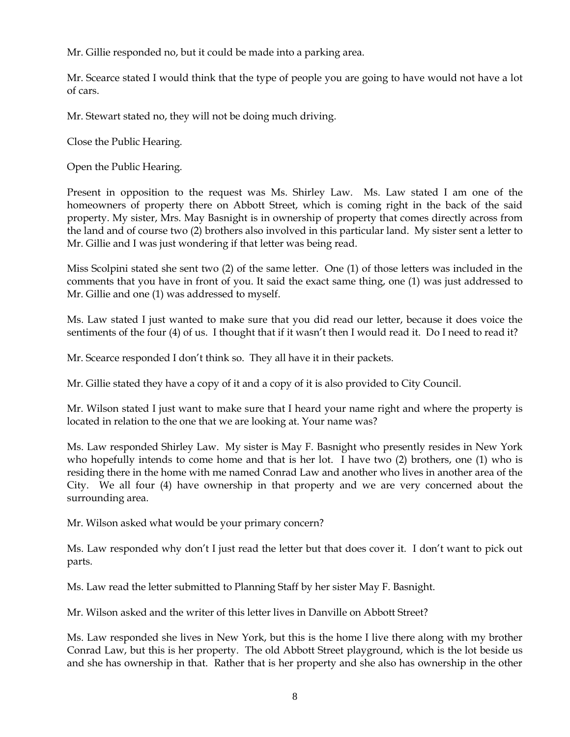Mr. Gillie responded no, but it could be made into a parking area.

Mr. Scearce stated I would think that the type of people you are going to have would not have a lot of cars.

Mr. Stewart stated no, they will not be doing much driving.

Close the Public Hearing.

Open the Public Hearing.

Present in opposition to the request was Ms. Shirley Law. Ms. Law stated I am one of the homeowners of property there on Abbott Street, which is coming right in the back of the said property. My sister, Mrs. May Basnight is in ownership of property that comes directly across from the land and of course two (2) brothers also involved in this particular land. My sister sent a letter to Mr. Gillie and I was just wondering if that letter was being read.

Miss Scolpini stated she sent two (2) of the same letter. One (1) of those letters was included in the comments that you have in front of you. It said the exact same thing, one (1) was just addressed to Mr. Gillie and one (1) was addressed to myself.

Ms. Law stated I just wanted to make sure that you did read our letter, because it does voice the sentiments of the four (4) of us. I thought that if it wasn't then I would read it. Do I need to read it?

Mr. Scearce responded I don't think so. They all have it in their packets.

Mr. Gillie stated they have a copy of it and a copy of it is also provided to City Council.

Mr. Wilson stated I just want to make sure that I heard your name right and where the property is located in relation to the one that we are looking at. Your name was?

Ms. Law responded Shirley Law. My sister is May F. Basnight who presently resides in New York who hopefully intends to come home and that is her lot. I have two (2) brothers, one (1) who is residing there in the home with me named Conrad Law and another who lives in another area of the City. We all four (4) have ownership in that property and we are very concerned about the surrounding area.

Mr. Wilson asked what would be your primary concern?

Ms. Law responded why don't I just read the letter but that does cover it. I don't want to pick out parts.

Ms. Law read the letter submitted to Planning Staff by her sister May F. Basnight.

Mr. Wilson asked and the writer of this letter lives in Danville on Abbott Street?

Ms. Law responded she lives in New York, but this is the home I live there along with my brother Conrad Law, but this is her property. The old Abbott Street playground, which is the lot beside us and she has ownership in that. Rather that is her property and she also has ownership in the other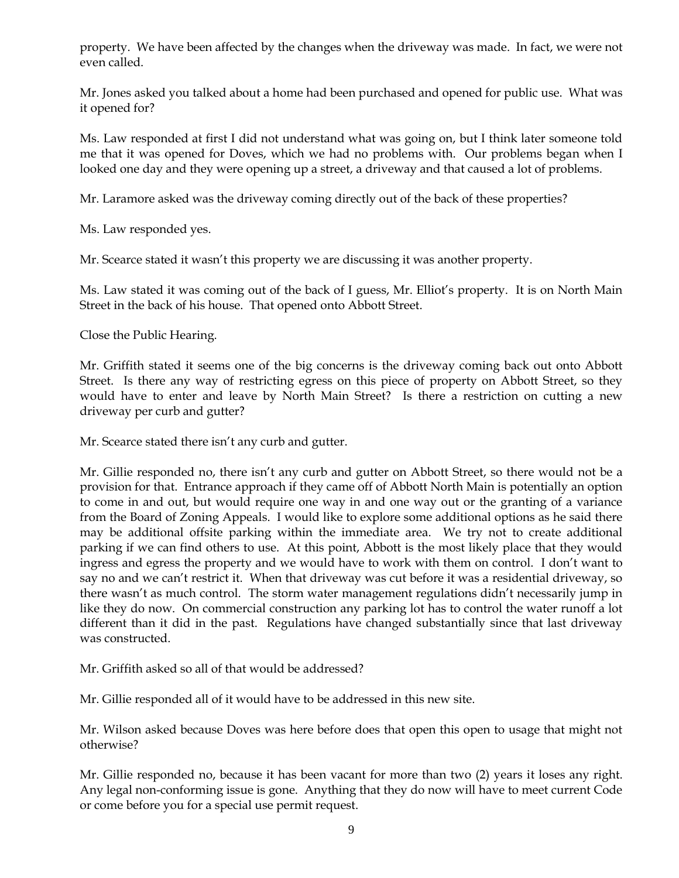property. We have been affected by the changes when the driveway was made. In fact, we were not even called.

Mr. Jones asked you talked about a home had been purchased and opened for public use. What was it opened for?

Ms. Law responded at first I did not understand what was going on, but I think later someone told me that it was opened for Doves, which we had no problems with. Our problems began when I looked one day and they were opening up a street, a driveway and that caused a lot of problems.

Mr. Laramore asked was the driveway coming directly out of the back of these properties?

Ms. Law responded yes.

Mr. Scearce stated it wasn't this property we are discussing it was another property.

Ms. Law stated it was coming out of the back of I guess, Mr. Elliot's property. It is on North Main Street in the back of his house. That opened onto Abbott Street.

Close the Public Hearing.

Mr. Griffith stated it seems one of the big concerns is the driveway coming back out onto Abbott Street. Is there any way of restricting egress on this piece of property on Abbott Street, so they would have to enter and leave by North Main Street? Is there a restriction on cutting a new driveway per curb and gutter?

Mr. Scearce stated there isn't any curb and gutter.

Mr. Gillie responded no, there isn't any curb and gutter on Abbott Street, so there would not be a provision for that. Entrance approach if they came off of Abbott North Main is potentially an option to come in and out, but would require one way in and one way out or the granting of a variance from the Board of Zoning Appeals. I would like to explore some additional options as he said there may be additional offsite parking within the immediate area. We try not to create additional parking if we can find others to use. At this point, Abbott is the most likely place that they would ingress and egress the property and we would have to work with them on control. I don't want to say no and we can't restrict it. When that driveway was cut before it was a residential driveway, so there wasn't as much control. The storm water management regulations didn't necessarily jump in like they do now. On commercial construction any parking lot has to control the water runoff a lot different than it did in the past. Regulations have changed substantially since that last driveway was constructed.

Mr. Griffith asked so all of that would be addressed?

Mr. Gillie responded all of it would have to be addressed in this new site.

Mr. Wilson asked because Doves was here before does that open this open to usage that might not otherwise?

Mr. Gillie responded no, because it has been vacant for more than two (2) years it loses any right. Any legal non-conforming issue is gone. Anything that they do now will have to meet current Code or come before you for a special use permit request.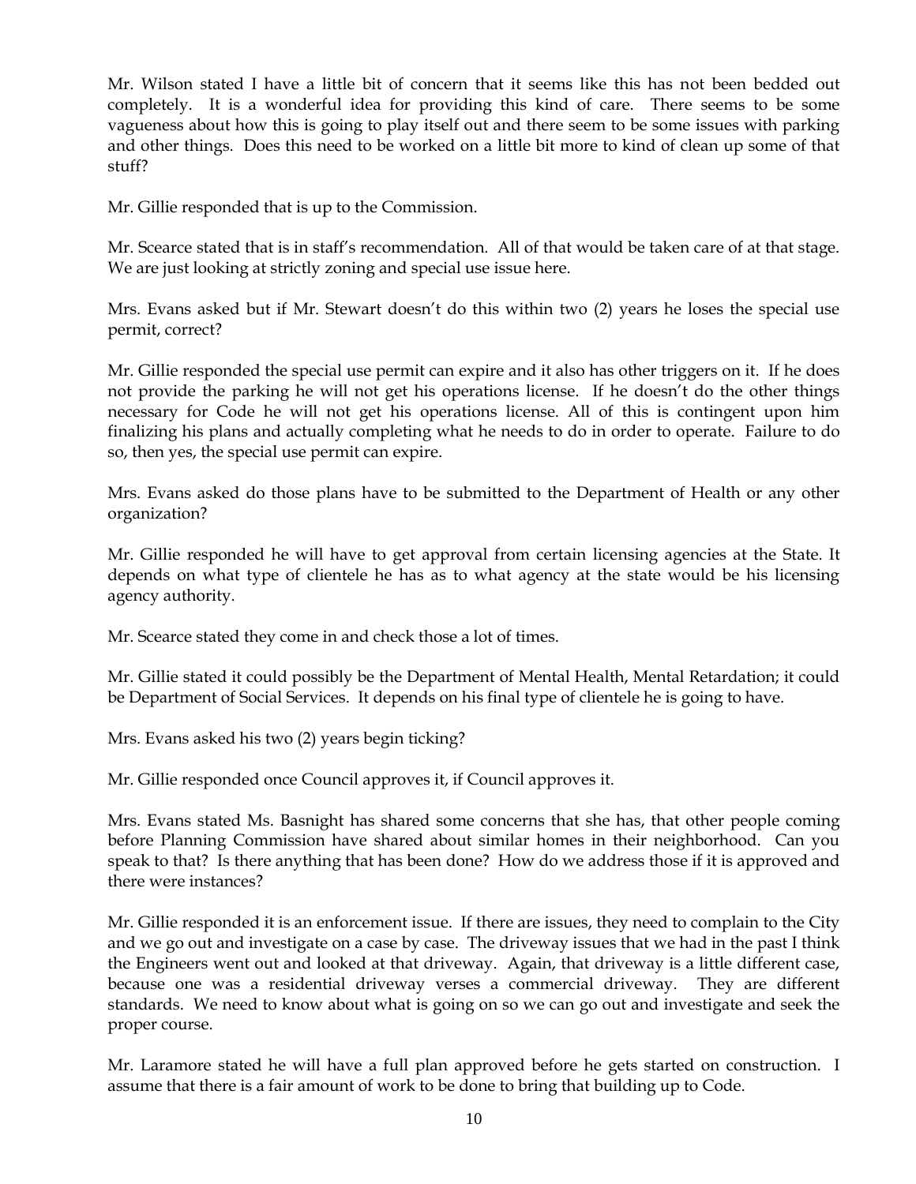Mr. Wilson stated I have a little bit of concern that it seems like this has not been bedded out completely. It is a wonderful idea for providing this kind of care. There seems to be some vagueness about how this is going to play itself out and there seem to be some issues with parking and other things. Does this need to be worked on a little bit more to kind of clean up some of that stuff?

Mr. Gillie responded that is up to the Commission.

Mr. Scearce stated that is in staff's recommendation. All of that would be taken care of at that stage. We are just looking at strictly zoning and special use issue here.

Mrs. Evans asked but if Mr. Stewart doesn't do this within two (2) years he loses the special use permit, correct?

Mr. Gillie responded the special use permit can expire and it also has other triggers on it. If he does not provide the parking he will not get his operations license. If he doesn't do the other things necessary for Code he will not get his operations license. All of this is contingent upon him finalizing his plans and actually completing what he needs to do in order to operate. Failure to do so, then yes, the special use permit can expire.

Mrs. Evans asked do those plans have to be submitted to the Department of Health or any other organization?

Mr. Gillie responded he will have to get approval from certain licensing agencies at the State. It depends on what type of clientele he has as to what agency at the state would be his licensing agency authority.

Mr. Scearce stated they come in and check those a lot of times.

Mr. Gillie stated it could possibly be the Department of Mental Health, Mental Retardation; it could be Department of Social Services. It depends on his final type of clientele he is going to have.

Mrs. Evans asked his two (2) years begin ticking?

Mr. Gillie responded once Council approves it, if Council approves it.

Mrs. Evans stated Ms. Basnight has shared some concerns that she has, that other people coming before Planning Commission have shared about similar homes in their neighborhood. Can you speak to that? Is there anything that has been done? How do we address those if it is approved and there were instances?

Mr. Gillie responded it is an enforcement issue. If there are issues, they need to complain to the City and we go out and investigate on a case by case. The driveway issues that we had in the past I think the Engineers went out and looked at that driveway. Again, that driveway is a little different case, because one was a residential driveway verses a commercial driveway. They are different standards. We need to know about what is going on so we can go out and investigate and seek the proper course.

Mr. Laramore stated he will have a full plan approved before he gets started on construction. I assume that there is a fair amount of work to be done to bring that building up to Code.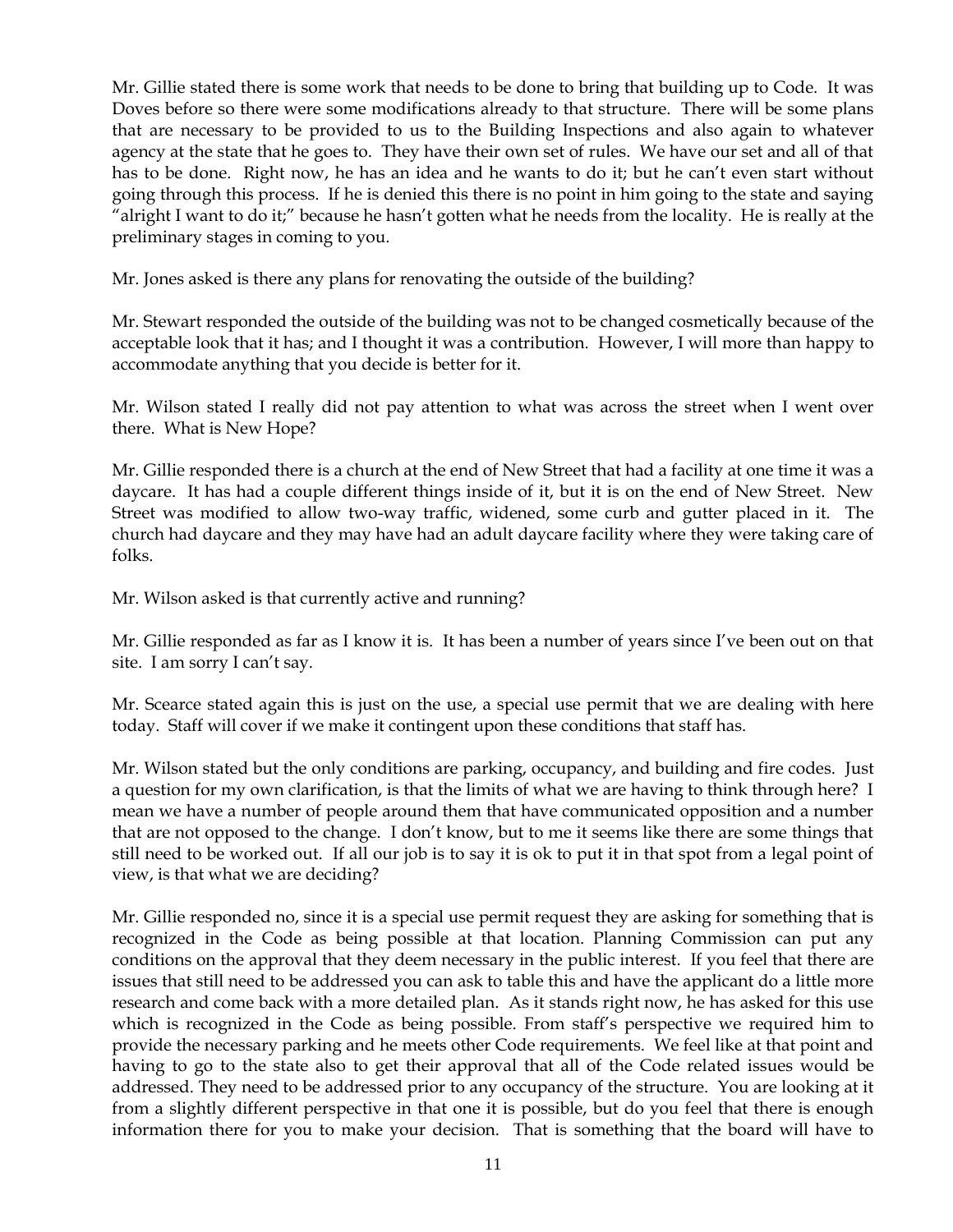Mr. Gillie stated there is some work that needs to be done to bring that building up to Code. It was Doves before so there were some modifications already to that structure. There will be some plans that are necessary to be provided to us to the Building Inspections and also again to whatever agency at the state that he goes to. They have their own set of rules. We have our set and all of that has to be done. Right now, he has an idea and he wants to do it; but he can't even start without going through this process. If he is denied this there is no point in him going to the state and saying "alright I want to do it;" because he hasn't gotten what he needs from the locality. He is really at the preliminary stages in coming to you.

Mr. Jones asked is there any plans for renovating the outside of the building?

Mr. Stewart responded the outside of the building was not to be changed cosmetically because of the acceptable look that it has; and I thought it was a contribution. However, I will more than happy to accommodate anything that you decide is better for it.

Mr. Wilson stated I really did not pay attention to what was across the street when I went over there. What is New Hope?

Mr. Gillie responded there is a church at the end of New Street that had a facility at one time it was a daycare. It has had a couple different things inside of it, but it is on the end of New Street. New Street was modified to allow two-way traffic, widened, some curb and gutter placed in it. The church had daycare and they may have had an adult daycare facility where they were taking care of folks.

Mr. Wilson asked is that currently active and running?

Mr. Gillie responded as far as I know it is. It has been a number of years since I've been out on that site. I am sorry I can't say.

Mr. Scearce stated again this is just on the use, a special use permit that we are dealing with here today. Staff will cover if we make it contingent upon these conditions that staff has.

Mr. Wilson stated but the only conditions are parking, occupancy, and building and fire codes. Just a question for my own clarification, is that the limits of what we are having to think through here? I mean we have a number of people around them that have communicated opposition and a number that are not opposed to the change. I don't know, but to me it seems like there are some things that still need to be worked out. If all our job is to say it is ok to put it in that spot from a legal point of view, is that what we are deciding?

Mr. Gillie responded no, since it is a special use permit request they are asking for something that is recognized in the Code as being possible at that location. Planning Commission can put any conditions on the approval that they deem necessary in the public interest. If you feel that there are issues that still need to be addressed you can ask to table this and have the applicant do a little more research and come back with a more detailed plan. As it stands right now, he has asked for this use which is recognized in the Code as being possible. From staff's perspective we required him to provide the necessary parking and he meets other Code requirements. We feel like at that point and having to go to the state also to get their approval that all of the Code related issues would be addressed. They need to be addressed prior to any occupancy of the structure. You are looking at it from a slightly different perspective in that one it is possible, but do you feel that there is enough information there for you to make your decision. That is something that the board will have to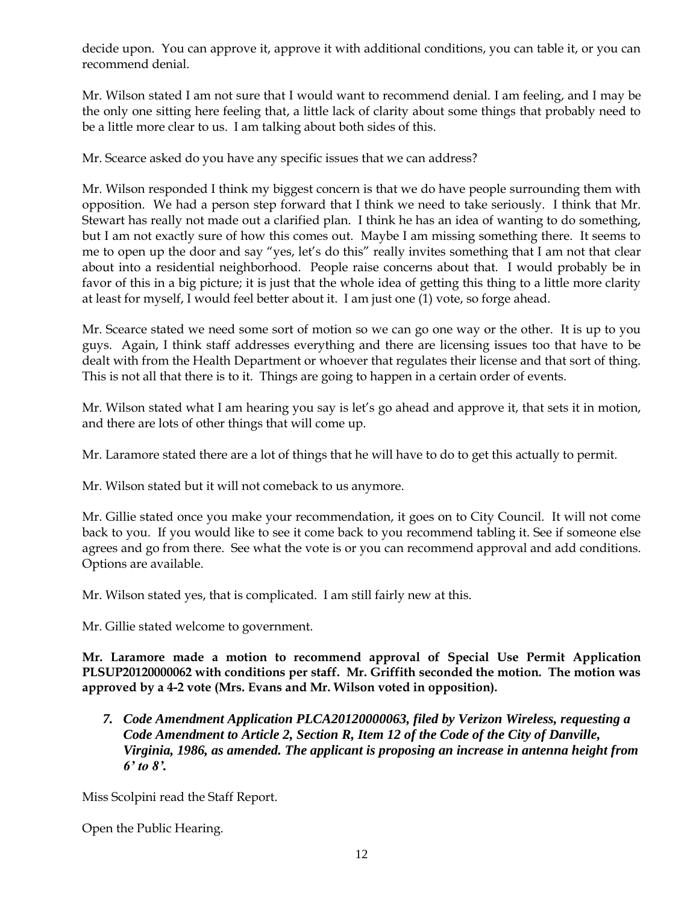decide upon. You can approve it, approve it with additional conditions, you can table it, or you can recommend denial.

Mr. Wilson stated I am not sure that I would want to recommend denial. I am feeling, and I may be the only one sitting here feeling that, a little lack of clarity about some things that probably need to be a little more clear to us. I am talking about both sides of this.

Mr. Scearce asked do you have any specific issues that we can address?

Mr. Wilson responded I think my biggest concern is that we do have people surrounding them with opposition. We had a person step forward that I think we need to take seriously. I think that Mr. Stewart has really not made out a clarified plan. I think he has an idea of wanting to do something, but I am not exactly sure of how this comes out. Maybe I am missing something there. It seems to me to open up the door and say "yes, let's do this" really invites something that I am not that clear about into a residential neighborhood. People raise concerns about that. I would probably be in favor of this in a big picture; it is just that the whole idea of getting this thing to a little more clarity at least for myself, I would feel better about it. I am just one (1) vote, so forge ahead.

Mr. Scearce stated we need some sort of motion so we can go one way or the other. It is up to you guys. Again, I think staff addresses everything and there are licensing issues too that have to be dealt with from the Health Department or whoever that regulates their license and that sort of thing. This is not all that there is to it. Things are going to happen in a certain order of events.

Mr. Wilson stated what I am hearing you say is let's go ahead and approve it, that sets it in motion, and there are lots of other things that will come up.

Mr. Laramore stated there are a lot of things that he will have to do to get this actually to permit.

Mr. Wilson stated but it will not comeback to us anymore.

Mr. Gillie stated once you make your recommendation, it goes on to City Council. It will not come back to you. If you would like to see it come back to you recommend tabling it. See if someone else agrees and go from there. See what the vote is or you can recommend approval and add conditions. Options are available.

Mr. Wilson stated yes, that is complicated. I am still fairly new at this.

Mr. Gillie stated welcome to government.

**Mr. Laramore made a motion to recommend approval of Special Use Permit Application PLSUP20120000062 with conditions per staff. Mr. Griffith seconded the motion. The motion was approved by a 4-2 vote (Mrs. Evans and Mr. Wilson voted in opposition).**

7. ***Code Amendment Application PLCA20120000063, filed by Verizon Wireless, requesting a Code Amendment to Article 2, Section R, Item 12 of the Code of the City of Danville, Virginia, 1986, as amended. The applicant is proposing an increase in antenna height from 6' to 8'.***

Miss Scolpini read the Staff Report.

Open the Public Hearing.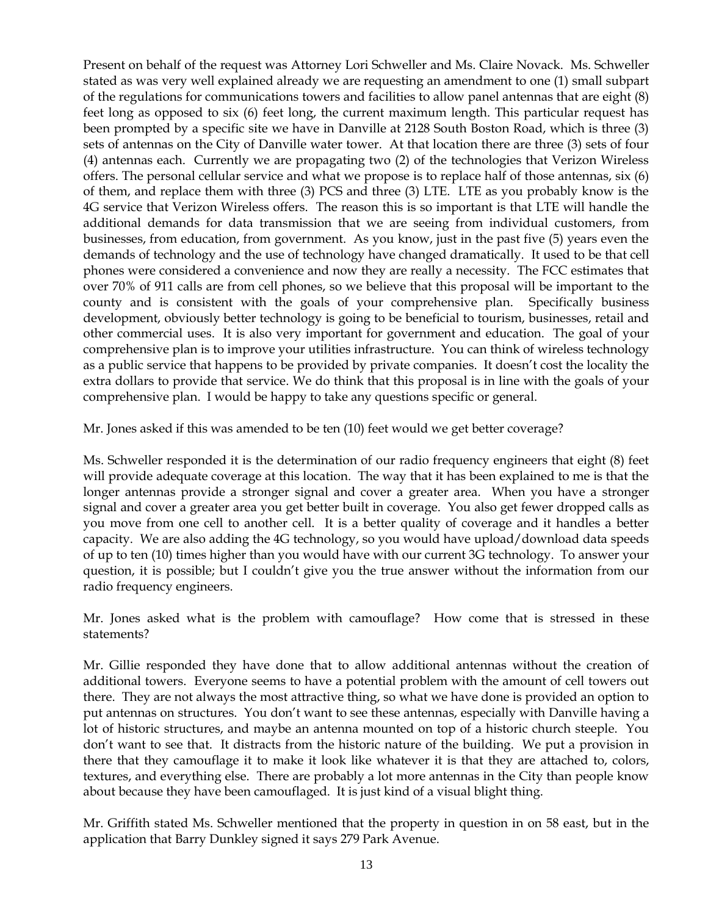Present on behalf of the request was Attorney Lori Schweller and Ms. Claire Novack. Ms. Schweller stated as was very well explained already we are requesting an amendment to one (1) small subpart of the regulations for communications towers and facilities to allow panel antennas that are eight (8) feet long as opposed to six (6) feet long, the current maximum length. This particular request has been prompted by a specific site we have in Danville at 2128 South Boston Road, which is three (3) sets of antennas on the City of Danville water tower. At that location there are three (3) sets of four (4) antennas each. Currently we are propagating two (2) of the technologies that Verizon Wireless offers. The personal cellular service and what we propose is to replace half of those antennas, six (6) of them, and replace them with three (3) PCS and three (3) LTE. LTE as you probably know is the 4G service that Verizon Wireless offers. The reason this is so important is that LTE will handle the additional demands for data transmission that we are seeing from individual customers, from businesses, from education, from government. As you know, just in the past five (5) years even the demands of technology and the use of technology have changed dramatically. It used to be that cell phones were considered a convenience and now they are really a necessity. The FCC estimates that over 70% of 911 calls are from cell phones, so we believe that this proposal will be important to the county and is consistent with the goals of your comprehensive plan. Specifically business development, obviously better technology is going to be beneficial to tourism, businesses, retail and other commercial uses. It is also very important for government and education. The goal of your comprehensive plan is to improve your utilities infrastructure. You can think of wireless technology as a public service that happens to be provided by private companies. It doesn't cost the locality the extra dollars to provide that service. We do think that this proposal is in line with the goals of your comprehensive plan. I would be happy to take any questions specific or general.

Mr. Jones asked if this was amended to be ten (10) feet would we get better coverage?

Ms. Schweller responded it is the determination of our radio frequency engineers that eight (8) feet will provide adequate coverage at this location. The way that it has been explained to me is that the longer antennas provide a stronger signal and cover a greater area. When you have a stronger signal and cover a greater area you get better built in coverage. You also get fewer dropped calls as you move from one cell to another cell. It is a better quality of coverage and it handles a better capacity. We are also adding the 4G technology, so you would have upload/download data speeds of up to ten (10) times higher than you would have with our current 3G technology. To answer your question, it is possible; but I couldn't give you the true answer without the information from our radio frequency engineers.

Mr. Jones asked what is the problem with camouflage? How come that is stressed in these statements?

Mr. Gillie responded they have done that to allow additional antennas without the creation of additional towers. Everyone seems to have a potential problem with the amount of cell towers out there. They are not always the most attractive thing, so what we have done is provided an option to put antennas on structures. You don't want to see these antennas, especially with Danville having a lot of historic structures, and maybe an antenna mounted on top of a historic church steeple. You don't want to see that. It distracts from the historic nature of the building. We put a provision in there that they camouflage it to make it look like whatever it is that they are attached to, colors, textures, and everything else. There are probably a lot more antennas in the City than people know about because they have been camouflaged. It is just kind of a visual blight thing.

Mr. Griffith stated Ms. Schweller mentioned that the property in question in on 58 east, but in the application that Barry Dunkley signed it says 279 Park Avenue.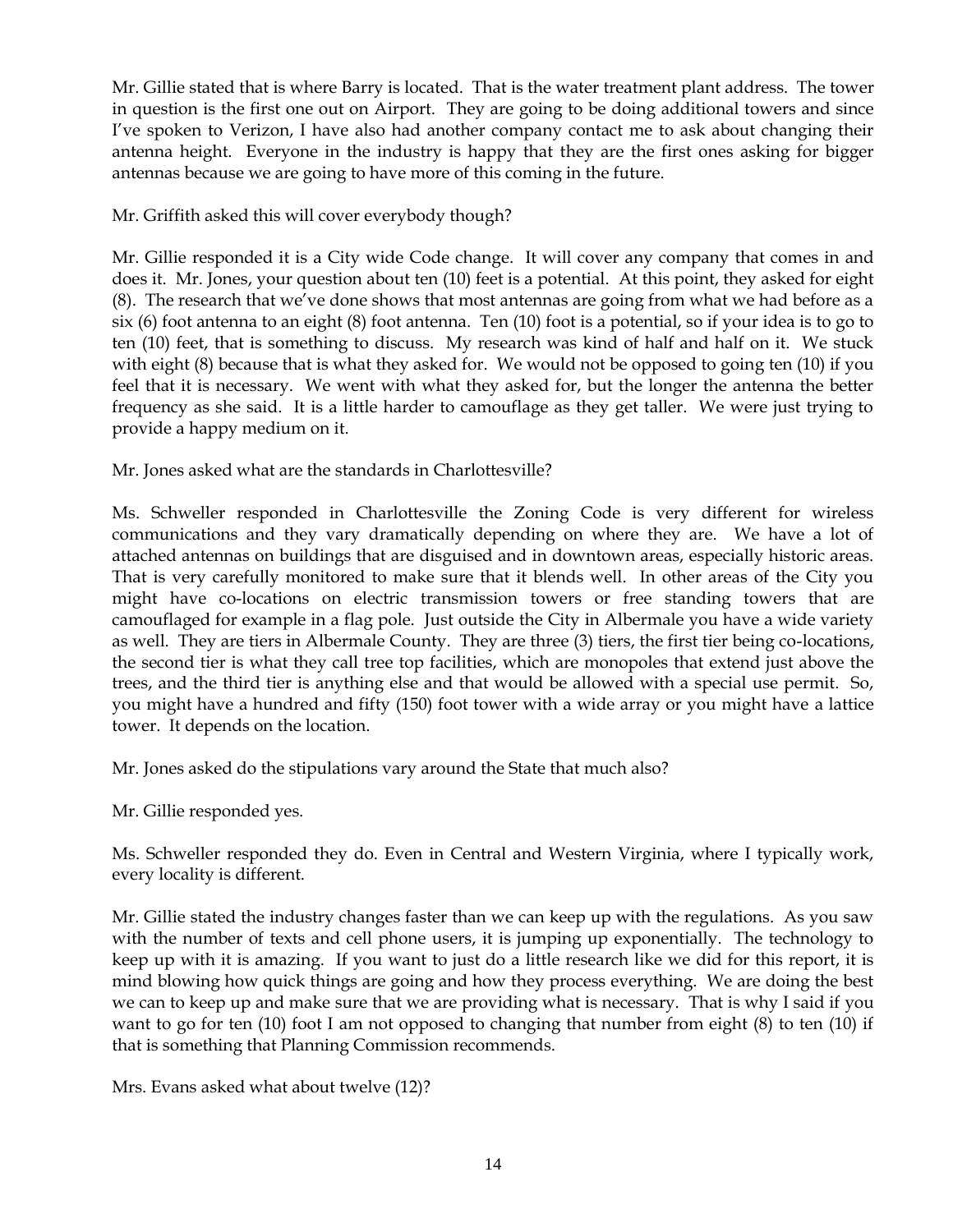Mr. Gillie stated that is where Barry is located. That is the water treatment plant address. The tower in question is the first one out on Airport. They are going to be doing additional towers and since I've spoken to Verizon, I have also had another company contact me to ask about changing their antenna height. Everyone in the industry is happy that they are the first ones asking for bigger antennas because we are going to have more of this coming in the future.

Mr. Griffith asked this will cover everybody though?

Mr. Gillie responded it is a City wide Code change. It will cover any company that comes in and does it. Mr. Jones, your question about ten (10) feet is a potential. At this point, they asked for eight (8). The research that we've done shows that most antennas are going from what we had before as a six (6) foot antenna to an eight (8) foot antenna. Ten (10) foot is a potential, so if your idea is to go to ten (10) feet, that is something to discuss. My research was kind of half and half on it. We stuck with eight (8) because that is what they asked for. We would not be opposed to going ten (10) if you feel that it is necessary. We went with what they asked for, but the longer the antenna the better frequency as she said. It is a little harder to camouflage as they get taller. We were just trying to provide a happy medium on it.

Mr. Jones asked what are the standards in Charlottesville?

Ms. Schweller responded in Charlottesville the Zoning Code is very different for wireless communications and they vary dramatically depending on where they are. We have a lot of attached antennas on buildings that are disguised and in downtown areas, especially historic areas. That is very carefully monitored to make sure that it blends well. In other areas of the City you might have co-locations on electric transmission towers or free standing towers that are camouflaged for example in a flag pole. Just outside the City in Albermale you have a wide variety as well. They are tiers in Albermale County. They are three (3) tiers, the first tier being co-locations, the second tier is what they call tree top facilities, which are monopoles that extend just above the trees, and the third tier is anything else and that would be allowed with a special use permit. So, you might have a hundred and fifty (150) foot tower with a wide array or you might have a lattice tower. It depends on the location.

Mr. Jones asked do the stipulations vary around the State that much also?

Mr. Gillie responded yes.

Ms. Schweller responded they do. Even in Central and Western Virginia, where I typically work, every locality is different.

Mr. Gillie stated the industry changes faster than we can keep up with the regulations. As you saw with the number of texts and cell phone users, it is jumping up exponentially. The technology to keep up with it is amazing. If you want to just do a little research like we did for this report, it is mind blowing how quick things are going and how they process everything. We are doing the best we can to keep up and make sure that we are providing what is necessary. That is why I said if you want to go for ten (10) foot I am not opposed to changing that number from eight (8) to ten (10) if that is something that Planning Commission recommends.

Mrs. Evans asked what about twelve (12)?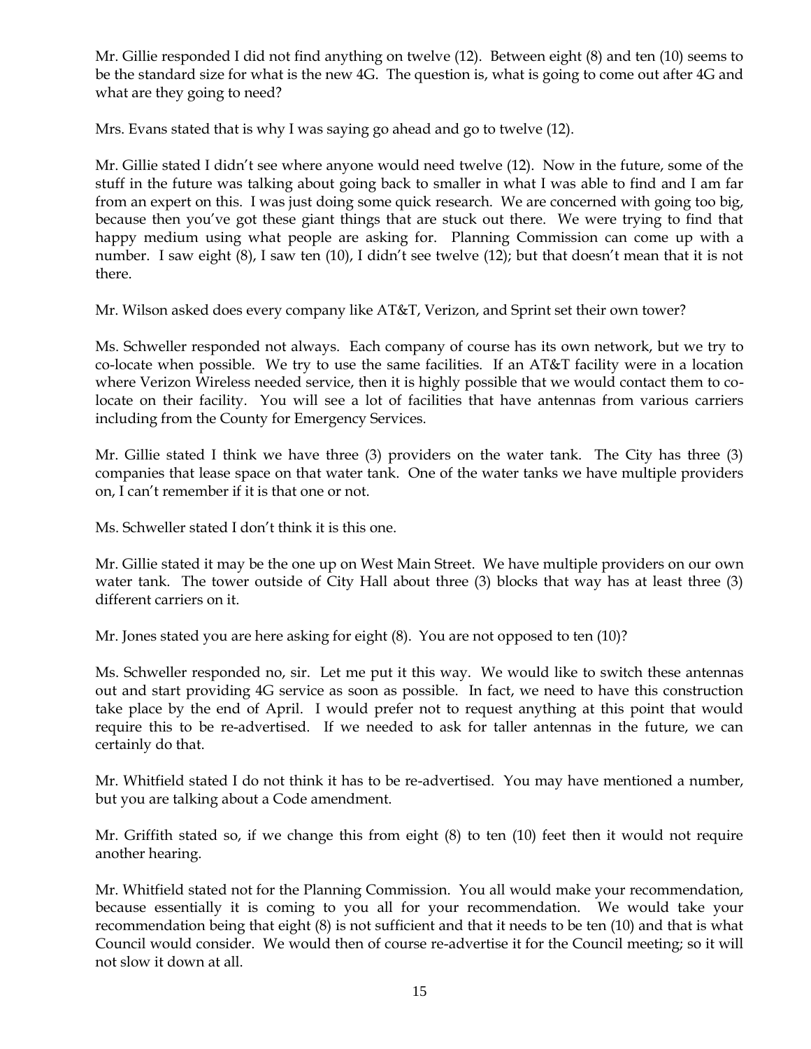Mr. Gillie responded I did not find anything on twelve (12). Between eight (8) and ten (10) seems to be the standard size for what is the new 4G. The question is, what is going to come out after 4G and what are they going to need?

Mrs. Evans stated that is why I was saying go ahead and go to twelve (12).

Mr. Gillie stated I didn't see where anyone would need twelve (12). Now in the future, some of the stuff in the future was talking about going back to smaller in what I was able to find and I am far from an expert on this. I was just doing some quick research. We are concerned with going too big, because then you've got these giant things that are stuck out there. We were trying to find that happy medium using what people are asking for. Planning Commission can come up with a number. I saw eight (8), I saw ten (10), I didn't see twelve (12); but that doesn't mean that it is not there.

Mr. Wilson asked does every company like AT&T, Verizon, and Sprint set their own tower?

Ms. Schweller responded not always. Each company of course has its own network, but we try to co-locate when possible. We try to use the same facilities. If an AT&T facility were in a location where Verizon Wireless needed service, then it is highly possible that we would contact them to co-locate on their facility. You will see a lot of facilities that have antennas from various carriers including from the County for Emergency Services.

Mr. Gillie stated I think we have three (3) providers on the water tank. The City has three (3) companies that lease space on that water tank. One of the water tanks we have multiple providers on, I can't remember if it is that one or not.

Ms. Schweller stated I don't think it is this one.

Mr. Gillie stated it may be the one up on West Main Street. We have multiple providers on our own water tank. The tower outside of City Hall about three (3) blocks that way has at least three (3) different carriers on it.

Mr. Jones stated you are here asking for eight (8). You are not opposed to ten (10)?

Ms. Schweller responded no, sir. Let me put it this way. We would like to switch these antennas out and start providing 4G service as soon as possible. In fact, we need to have this construction take place by the end of April. I would prefer not to request anything at this point that would require this to be re-advertised. If we needed to ask for taller antennas in the future, we can certainly do that.

Mr. Whitfield stated I do not think it has to be re-advertised. You may have mentioned a number, but you are talking about a Code amendment.

Mr. Griffith stated so, if we change this from eight (8) to ten (10) feet then it would not require another hearing.

Mr. Whitfield stated not for the Planning Commission. You all would make your recommendation, because essentially it is coming to you all for your recommendation. We would take your recommendation being that eight (8) is not sufficient and that it needs to be ten (10) and that is what Council would consider. We would then of course re-advertise it for the Council meeting; so it will not slow it down at all.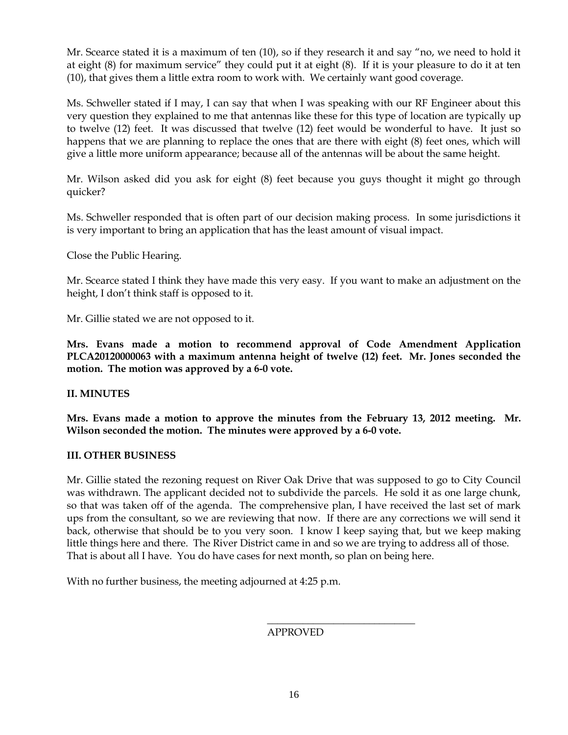Mr. Scearce stated it is a maximum of ten (10), so if they research it and say "no, we need to hold it at eight (8) for maximum service" they could put it at eight (8). If it is your pleasure to do it at ten (10), that gives them a little extra room to work with. We certainly want good coverage.

Ms. Schweller stated if I may, I can say that when I was speaking with our RF Engineer about this very question they explained to me that antennas like these for this type of location are typically up to twelve (12) feet. It was discussed that twelve (12) feet would be wonderful to have. It just so happens that we are planning to replace the ones that are there with eight (8) feet ones, which will give a little more uniform appearance; because all of the antennas will be about the same height.

Mr. Wilson asked did you ask for eight (8) feet because you guys thought it might go through quicker?

Ms. Schweller responded that is often part of our decision making process. In some jurisdictions it is very important to bring an application that has the least amount of visual impact.

Close the Public Hearing.

Mr. Scearce stated I think they have made this very easy. If you want to make an adjustment on the height, I don't think staff is opposed to it.

Mr. Gillie stated we are not opposed to it.

**Mrs. Evans made a motion to recommend approval of Code Amendment Application PLCA20120000063 with a maximum antenna height of twelve (12) feet. Mr. Jones seconded the motion. The motion was approved by a 6-0 vote.**

## II. MINUTES

**Mrs. Evans made a motion to approve the minutes from the February 13, 2012 meeting. Mr. Wilson seconded the motion. The minutes were approved by a 6-0 vote.**

## III. OTHER BUSINESS

Mr. Gillie stated the rezoning request on River Oak Drive that was supposed to go to City Council was withdrawn. The applicant decided not to subdivide the parcels. He sold it as one large chunk, so that was taken off of the agenda. The comprehensive plan, I have received the last set of mark ups from the consultant, so we are reviewing that now. If there are any corrections we will send it back, otherwise that should be to you very soon. I know I keep saying that, but we keep making little things here and there. The River District came in and so we are trying to address all of those. That is about all I have. You do have cases for next month, so plan on being here.

With no further business, the meeting adjourned at 4:25 p.m.

\_\_\_\_\_\_\_\_\_\_\_\_\_\_\_\_\_\_\_\_\_\_\_\_\_\_\_\_\_\_

APPROVED